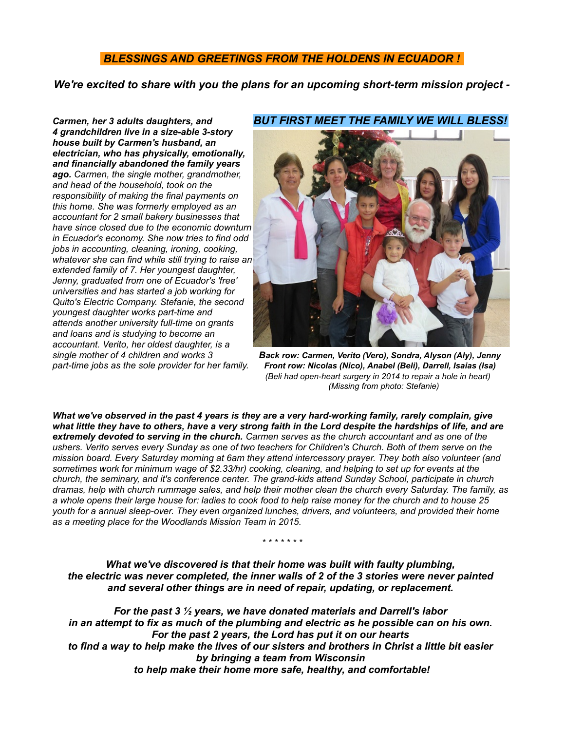# *BLESSINGS AND GREETINGS FROM THE HOLDENS IN ECUADOR !*

***We're excited to share with you the plans for an upcoming short-term mission project -***

***BUT FIRST MEET THE FAMILY WE WILL BLESS!***

***Carmen, her 3 adults daughters, and 4 grandchildren live in a size-able 3-story house built by Carmen's husband, an electrician, who has physically, emotionally, and financially abandoned the family years ago.*** *Carmen, the single mother, grandmother, and head of the household, took on the responsibility of making the final payments on this home. She was formerly employed as an accountant for 2 small bakery businesses that have since closed due to the economic downturn in Ecuador's economy. She now tries to find odd jobs in accounting, cleaning, ironing, cooking, whatever she can find while still trying to raise an extended family of 7. Her youngest daughter, Jenny, graduated from one of Ecuador's 'free' universities and has started a job working for Quito's Electric Company. Stefanie, the second youngest daughter works part-time and attends another university full-time on grants and loans and is studying to become an accountant. Verito, her oldest daughter, is a single mother of 4 children and works 3 part-time jobs as the sole provider for her family.*

***Back row: Carmen, Verito (Vero), Sondra, Alyson (Aly), Jenny***
***Front row: Nicolas (Nico), Anabel (Beli), Darrell, Isaias (Isa)***
*(Beli had open-heart surgery in 2014 to repair a hole in heart)*
*(Missing from photo: Stefanie)*

***What we've observed in the past 4 years is they are a very hard-working family, rarely complain, give what little they have to others, have a very strong faith in the Lord despite the hardships of life, and are extremely devoted to serving in the church.*** *Carmen serves as the church accountant and as one of the ushers. Verito serves every Sunday as one of two teachers for Children's Church. Both of them serve on the mission board. Every Saturday morning at 6am they attend intercessory prayer. They both also volunteer (and sometimes work for minimum wage of $2.33/hr) cooking, cleaning, and helping to set up for events at the church, the seminary, and it's conference center. The grand-kids attend Sunday School, participate in church dramas, help with church rummage sales, and help their mother clean the church every Saturday. The family, as a whole opens their large house for: ladies to cook food to help raise money for the church and to house 25 youth for a annual sleep-over. They even organized lunches, drivers, and volunteers, and provided their home as a meeting place for the Woodlands Mission Team in 2015.*

\* \* \* \* \* \* \*

***What we've discovered is that their home was built with faulty plumbing, the electric was never completed, the inner walls of 2 of the 3 stories were never painted and several other things are in need of repair, updating, or replacement.***

***For the past 3 ½ years, we have donated materials and Darrell's labor in an attempt to fix as much of the plumbing and electric as he possible can on his own. For the past 2 years, the Lord has put it on our hearts to find a way to help make the lives of our sisters and brothers in Christ a little bit easier by bringing a team from Wisconsin to help make their home more safe, healthy, and comfortable!***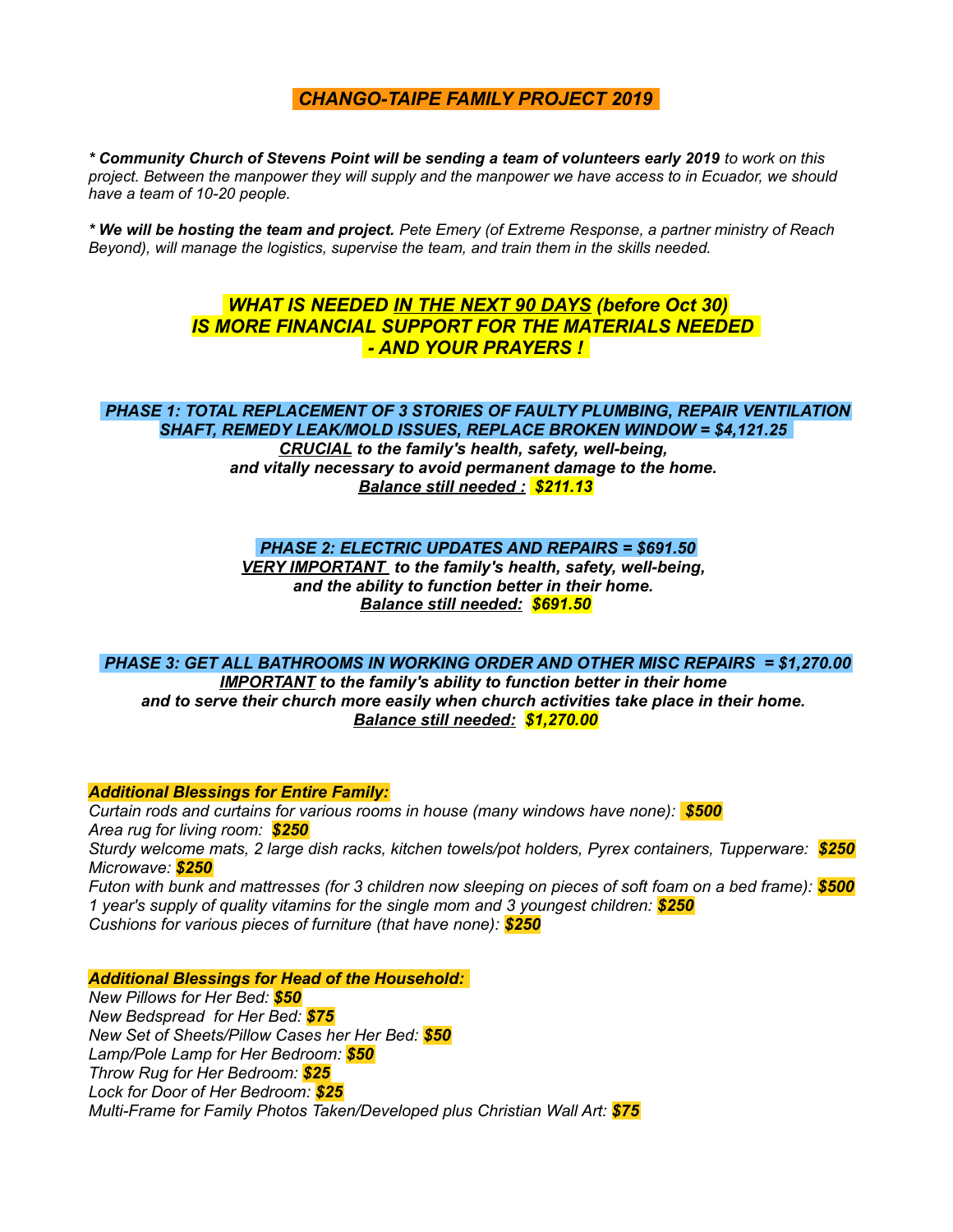# ***CHANGO-TAIPE FAMILY PROJECT 2019***

***\* Community Church of Stevens Point will be sending a team of volunteers early 2019*** *to work on this project. Between the manpower they will supply and the manpower we have access to in Ecuador, we should have a team of 10-20 people.*

***\* We will be hosting the team and project.*** *Pete Emery (of Extreme Response, a partner ministry of Reach Beyond), will manage the logistics, supervise the team, and train them in the skills needed.*

## ***WHAT IS NEEDED IN THE NEXT 90 DAYS (before Oct 30) IS MORE FINANCIAL SUPPORT FOR THE MATERIALS NEEDED - AND YOUR PRAYERS !***

### ***PHASE 1: TOTAL REPLACEMENT OF 3 STORIES OF FAULTY PLUMBING, REPAIR VENTILATION SHAFT, REMEDY LEAK/MOLD ISSUES, REPLACE BROKEN WINDOW = $4,121.25***

***CRUCIAL to the family's health, safety, well-being, and vitally necessary to avoid permanent damage to the home.***

***Balance still needed : $211.13***

### ***PHASE 2: ELECTRIC UPDATES AND REPAIRS = $691.50***

***VERY IMPORTANT to the family's health, safety, well-being, and the ability to function better in their home.***

***Balance still needed: $691.50***

### ***PHASE 3: GET ALL BATHROOMS IN WORKING ORDER AND OTHER MISC REPAIRS = $1,270.00***

***IMPORTANT to the family's ability to function better in their home and to serve their church more easily when church activities take place in their home.***

***Balance still needed: $1,270.00***

***Additional Blessings for Entire Family:***

*Curtain rods and curtains for various rooms in house (many windows have none):* ***$500***
*Area rug for living room:* ***$250***
*Sturdy welcome mats, 2 large dish racks, kitchen towels/pot holders, Pyrex containers, Tupperware:* ***$250***
*Microwave:* ***$250***
*Futon with bunk and mattresses (for 3 children now sleeping on pieces of soft foam on a bed frame):* ***$500***
*1 year's supply of quality vitamins for the single mom and 3 youngest children:* ***$250***
*Cushions for various pieces of furniture (that have none):* ***$250***

***Additional Blessings for Head of the Household:***

*New Pillows for Her Bed:* ***$50***
*New Bedspread for Her Bed:* ***$75***
*New Set of Sheets/Pillow Cases her Her Bed:* ***$50***
*Lamp/Pole Lamp for Her Bedroom:* ***$50***
*Throw Rug for Her Bedroom:* ***$25***
*Lock for Door of Her Bedroom:* ***$25***
*Multi-Frame for Family Photos Taken/Developed plus Christian Wall Art:* ***$75***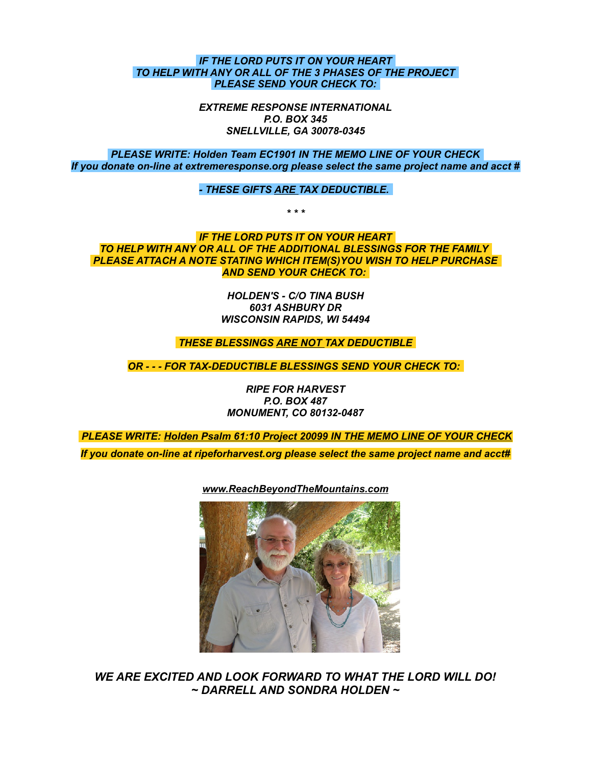***IF THE LORD PUTS IT ON YOUR HEART***
***TO HELP WITH ANY OR ALL OF THE 3 PHASES OF THE PROJECT***
***PLEASE SEND YOUR CHECK TO:***

***EXTREME RESPONSE INTERNATIONAL***
***P.O. BOX 345***
***SNELLVILLE, GA 30078-0345***

***PLEASE WRITE: Holden Team EC1901 IN THE MEMO LINE OF YOUR CHECK***
***If you donate on-line at extremeresponse.org please select the same project name and acct #***

***- THESE GIFTS ARE TAX DEDUCTIBLE.***

***

***IF THE LORD PUTS IT ON YOUR HEART***
***TO HELP WITH ANY OR ALL OF THE ADDITIONAL BLESSINGS FOR THE FAMILY***
***PLEASE ATTACH A NOTE STATING WHICH ITEM(S)YOU WISH TO HELP PURCHASE***
***AND SEND YOUR CHECK TO:***

***HOLDEN'S - C/O TINA BUSH***
***6031 ASHBURY DR***
***WISCONSIN RAPIDS, WI 54494***

***THESE BLESSINGS ARE NOT TAX DEDUCTIBLE***

***OR - - - FOR TAX-DEDUCTIBLE BLESSINGS SEND YOUR CHECK TO:***

***RIPE FOR HARVEST***
***P.O. BOX 487***
***MONUMENT, CO 80132-0487***

***PLEASE WRITE: Holden Psalm 61:10 Project 20099 IN THE MEMO LINE OF YOUR CHECK***

***If you donate on-line at ripeforharvest.org please select the same project name and acct#***

***www.ReachBeyondTheMountains.com***

***WE ARE EXCITED AND LOOK FORWARD TO WHAT THE LORD WILL DO!***
***~ DARRELL AND SONDRA HOLDEN ~***